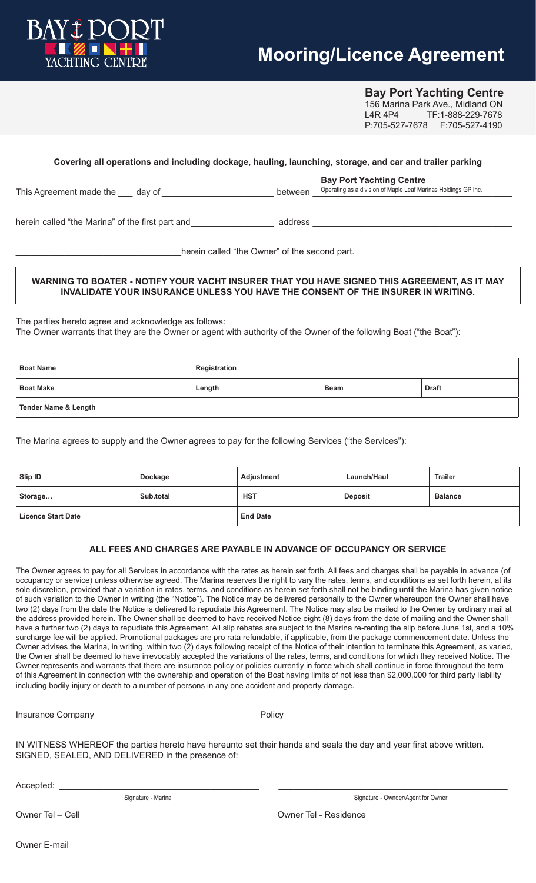# Mooring/Licence Agreement

**Bay Port Yachting Centre**
156 Marina Park Ave., Midland ON
L4R 4P4 TF:1-888-229-7678
P:705-527-7678 F:705-527-4190

**Covering all operations and including dockage, hauling, launching, storage, and car and trailer parking**

This Agreement made the ___ day of ______________________ between **Bay Port Yachting Centre** Operating as a division of Maple Leaf Marinas Holdings GP Inc.

herein called "the Marina" of the first part and________________ address ______________________________________

________________________________herein called "the Owner" of the second part.

**WARNING TO BOATER - NOTIFY YOUR YACHT INSURER THAT YOU HAVE SIGNED THIS AGREEMENT, AS IT MAY INVALIDATE YOUR INSURANCE UNLESS YOU HAVE THE CONSENT OF THE INSURER IN WRITING.**

The parties hereto agree and acknowledge as follows:
The Owner warrants that they are the Owner or agent with authority of the Owner of the following Boat ("the Boat"):

| | | | |
|---|---|---|---|
| **Boat Name** | **Registration** | | |
| **Boat Make** | **Length** | **Beam** | **Draft** |
| **Tender Name & Length** | | | |

The Marina agrees to supply and the Owner agrees to pay for the following Services ("the Services"):

| | | | | |
|---|---|---|---|---|
| **Slip ID** | **Dockage** | **Adjustment** | **Launch/Haul** | **Trailer** |
| **Storage…** | **Sub.total** | **HST** | **Deposit** | **Balance** |
| **Licence Start Date** | | **End Date** | | |

**ALL FEES AND CHARGES ARE PAYABLE IN ADVANCE OF OCCUPANCY OR SERVICE**

The Owner agrees to pay for all Services in accordance with the rates as herein set forth. All fees and charges shall be payable in advance (of occupancy or service) unless otherwise agreed. The Marina reserves the right to vary the rates, terms, and conditions as set forth herein, at its sole discretion, provided that a variation in rates, terms, and conditions as herein set forth shall not be binding until the Marina has given notice of such variation to the Owner in writing (the "Notice"). The Notice may be delivered personally to the Owner whereupon the Owner shall have two (2) days from the date the Notice is delivered to repudiate this Agreement. The Notice may also be mailed to the Owner by ordinary mail at the address provided herein. The Owner shall be deemed to have received Notice eight (8) days from the date of mailing and the Owner shall have a further two (2) days to repudiate this Agreement. All slip rebates are subject to the Marina re-renting the slip before June 1st, and a 10% surcharge fee will be applied. Promotional packages are pro rata refundable, if applicable, from the package commencement date. Unless the Owner advises the Marina, in writing, within two (2) days following receipt of the Notice of their intention to terminate this Agreement, as varied, the Owner shall be deemed to have irrevocably accepted the variations of the rates, terms, and conditions for which they received Notice. The Owner represents and warrants that there are insurance policy or policies currently in force which shall continue in force throughout the term of this Agreement in connection with the ownership and operation of the Boat having limits of not less than $2,000,000 for third party liability including bodily injury or death to a number of persons in any one accident and property damage.

Insurance Company ________________________________ Policy ____________________________________________

IN WITNESS WHEREOF the parties hereto have hereunto set their hands and seals the day and year first above written.
SIGNED, SEALED, AND DELIVERED in the presence of:

Accepted: ________________________________________ ________________________________________
Signature - Marina Signature - Ownder/Agent for Owner

Owner Tel – Cell ___________________________________ Owner Tel - Residence____________________________

Owner E-mail______________________________________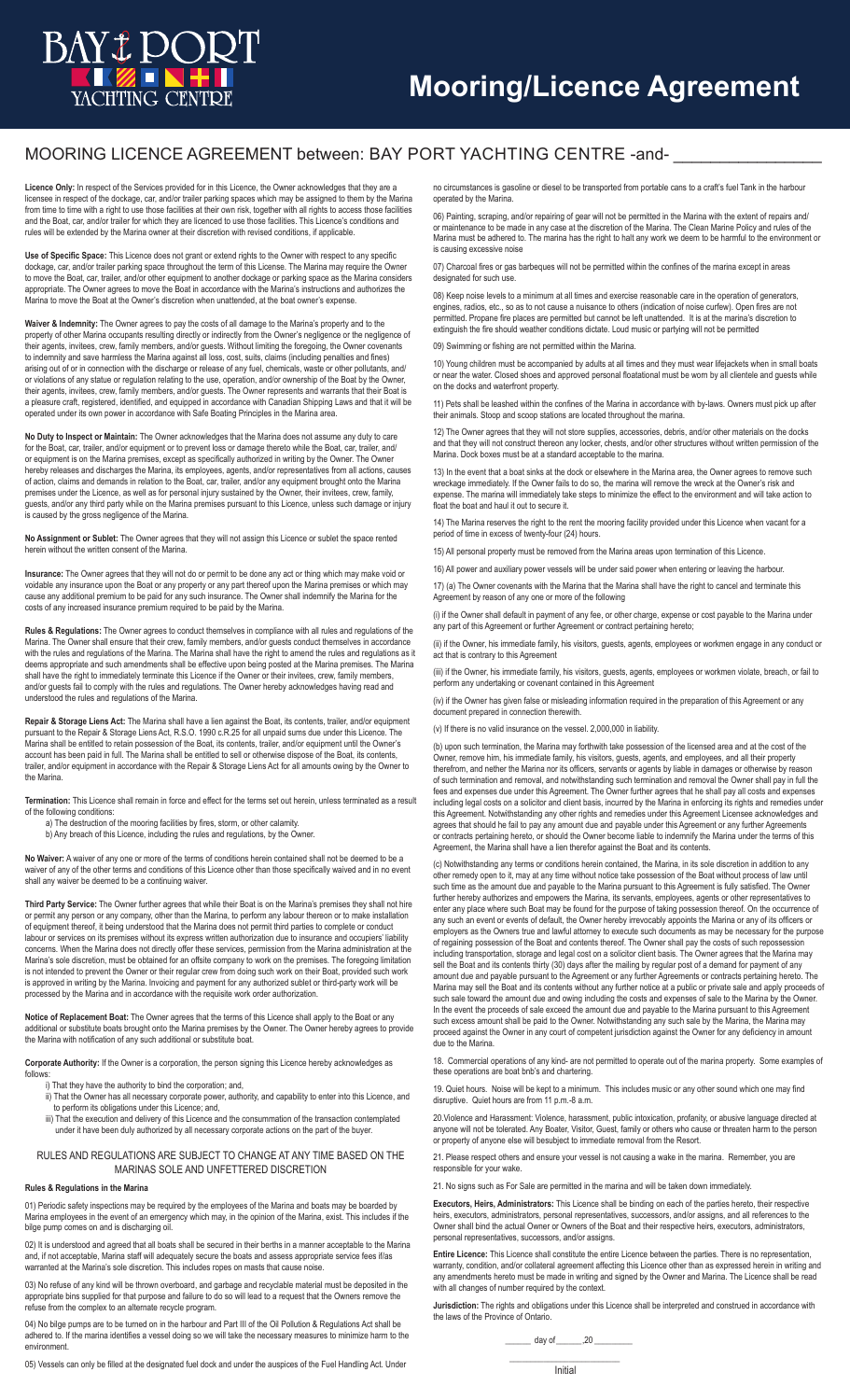# Mooring/Licence Agreement

BAY PORT YACHTING CENTRE

## MOORING LICENCE AGREEMENT between: BAY PORT YACHTING CENTRE -and- ________________

**Licence Only:** In respect of the Services provided for in this Licence, the Owner acknowledges that they are a licensee in respect of the dockage, car, and/or trailer parking spaces which may be assigned to them by the Marina from time to time with a right to use those facilities at their own risk, together with all rights to access those facilities and the Boat, car, and/or trailer for which they are licenced to use those facilities. This Licence's conditions and rules will be extended by the Marina owner at their discretion with revised conditions, if applicable.

**Use of Specific Space:** This Licence does not grant or extend rights to the Owner with respect to any specific dockage, car, and/or trailer parking space throughout the term of this License. The Marina may require the Owner to move the Boat, car, trailer, and/or other equipment to another dockage or parking space as the Marina considers appropriate. The Owner agrees to move the Boat in accordance with the Marina's instructions and authorizes the Marina to move the Boat at the Owner's discretion when unattended, at the boat owner's expense.

**Waiver & Indemnity:** The Owner agrees to pay for the costs of all damage to the Marina's property and to the property of other Marina occupants resulting directly or indirectly from the Owner's negligence or the negligence of their agents, invitees, crew, family members, and/or guests. Without limiting the foregoing, the Owner covenants to indemnity and save harmless the Marina against all loss, cost, suits, claims (including penalties and fines) arising out of or in connection with the discharge or release of any fuel, chemicals, waste or other pollutants, and/ or violations of any statue or regulation relating to the use, operation, and/or ownership of the Boat by the Owner, their agents, invitees, crew, family members, and/or guests. The Owner represents and warrants that their Boat is a pleasure craft, registered, identified, and equipped in accordance with Canadian Shipping Laws and that it will be operated under its own power in accordance with Safe Boating Principles in the Marina area.

**No Duty to Inspect or Maintain:** The Owner acknowledges that the Marina does not assume any duty to care for the Boat, car, trailer, and/or equipment or to prevent loss or damage thereto while the Boat, car, trailer, and/ or equipment is on the Marina premises, except as specifically authorized in writing by the Owner. The Owner hereby releases and discharges the Marina, its employees, agents, and/or representatives from all actions, causes of action, claims and demands in relation to the Boat, car, trailer, and/or any equipment brought onto the Marina premises under the Licence, as well as for personal injury sustained by the Owner, their invitees, crew, family, guests, and/or any third party while on the Marina premises pursuant to this Licence, unless such damage or injury is caused by the gross negligence of the Marina.

**No Assignment or Sublet:** The Owner agrees that they will not assign this Licence or sublet the space rented herein without the written consent of the Marina.

**Insurance:** The Owner agrees that they will not do or permit to be done any act or thing which may make void or voidable any insurance upon the Boat or any property or any part thereof upon the Marina premises or which may cause any additional premium to be paid for any such insurance. The Owner shall indemnify the Marina for the costs of any increased insurance premium required to be paid by the Marina.

**Rules & Regulations:** The Owner agrees to conduct themselves in compliance with all rules and regulations of the Marina. The Owner shall ensure that their crew, family members, and/or guests conduct themselves in accordance with the rules and regulations of the Marina. The Marina shall have the right to amend the rules and regulations as it deems appropriate and such amendments shall be effective upon being posted at the Marina premises. The Marina shall have the right to immediately terminate this Licence if the Owner or their invitees, crew, family members, and/or guests fail to comply with the rules and regulations. The Owner hereby acknowledges having read and understood the rules and regulations of the Marina.

**Repair & Storage Liens Act:** The Marina shall have a lien against the Boat, its contents, trailer, and/or equipment pursuant to the Repair & Storage Liens Act, R.S.O. 1990 c.R.25 for all unpaid sums due under this Licence. The Marina shall be entitled to retain possession of the Boat, its contents, trailer, and/or equipment until the Owner's account has been paid in full. The Marina shall be entitled to sell or otherwise dispose of the Boat, its contents, trailer, and/or equipment in accordance with the Repair & Storage Liens Act for all amounts owing by the Owner to the Marina.

**Termination:** This Licence shall remain in force and effect for the terms set out herein, unless terminated as a result of the following conditions:

a) The destruction of the mooring facilities by fires, storm, or other calamity.
b) Any breach of this Licence, including the rules and regulations, by the Owner.

**No Waiver:** A waiver of any one or more of the terms of conditions herein contained shall not be deemed to be a waiver of any of the other terms and conditions of this Licence other than those specifically waived and in no event shall any waiver be deemed to be a continuing waiver.

**Third Party Service:** The Owner further agrees that while their Boat is on the Marina's premises they shall not hire or permit any person or any company, other than the Marina, to perform any labour thereon or to make installation of equipment thereof, it being understood that the Marina does not permit third parties to complete or conduct labour or services on its premises without its express written authorization due to insurance and occupiers' liability concerns. When the Marina does not directly offer these services, permission from the Marina administration at the Marina's sole discretion, must be obtained for an offsite company to work on the premises. The foregoing limitation is not intended to prevent the Owner or their regular crew from doing such work on their Boat, provided such work is approved in writing by the Marina. Invoicing and payment for any authorized sublet or third-party work will be processed by the Marina and in accordance with the requisite work order authorization.

**Notice of Replacement Boat:** The Owner agrees that the terms of this Licence shall apply to the Boat or any additional or substitute boats brought onto the Marina premises by the Owner. The Owner hereby agrees to provide the Marina with notification of any such additional or substitute boat.

**Corporate Authority:** If the Owner is a corporation, the person signing this Licence hereby acknowledges as follows:

i) That they have the authority to bind the corporation; and,
ii) That the Owner has all necessary corporate power, authority, and capability to enter into this Licence, and to perform its obligations under this Licence; and,
iii) That the execution and delivery of this Licence and the consummation of the transaction contemplated under it have been duly authorized by all necessary corporate actions on the part of the buyer.

### RULES AND REGULATIONS ARE SUBJECT TO CHANGE AT ANY TIME BASED ON THE MARINAS SOLE AND UNFETTERED DISCRETION

#### Rules & Regulations in the Marina

01) Periodic safety inspections may be required by the employees of the Marina and boats may be boarded by Marina employees in the event of an emergency which may, in the opinion of the Marina, exist. This includes if the bilge pump comes on and is discharging oil.

02) It is understood and agreed that all boats shall be secured in their berths in a manner acceptable to the Marina and, if not acceptable, Marina staff will adequately secure the boats and assess appropriate service fees if/as warranted at the Marina's sole discretion. This includes ropes on masts that cause noise.

03) No refuse of any kind will be thrown overboard, and garbage and recyclable material must be deposited in the appropriate bins supplied for that purpose and failure to do so will lead to a request that the Owners remove the refuse from the complex to an alternate recycle program.

04) No bilge pumps are to be turned on in the harbour and Part III of the Oil Pollution & Regulations Act shall be adhered to. If the marina identifies a vessel doing so we will take the necessary measures to minimize harm to the environment.

05) Vessels can only be filled at the designated fuel dock and under the auspices of the Fuel Handling Act. Under no circumstances is gasoline or diesel to be transported from portable cans to a craft's fuel Tank in the harbour operated by the Marina.

06) Painting, scraping, and/or repairing of gear will not be permitted in the Marina with the extent of repairs and/ or maintenance to be made in any case at the discretion of the Marina. The Clean Marine Policy and rules of the Marina must be adhered to. The marina has the right to halt any work we deem to be harmful to the environment or is causing excessive noise

07) Charcoal fires or gas barbeques will not be permitted within the confines of the marina except in areas designated for such use.

08) Keep noise levels to a minimum at all times and exercise reasonable care in the operation of generators, engines, radios, etc., so as to not cause a nuisance to others (indication of noise curfew). Open fires are not permitted. Propane fire places are permitted but cannot be left unattended. It is at the marina's discretion to extinguish the fire should weather conditions dictate. Loud music or partying will not be permitted

09) Swimming or fishing are not permitted within the Marina.

10) Young children must be accompanied by adults at all times and they must wear lifejackets when in small boats or near the water. Closed shoes and approved personal floatational must be worn by all clientele and guests while on the docks and waterfront property.

11) Pets shall be leashed within the confines of the Marina in accordance with by-laws. Owners must pick up after their animals. Stoop and scoop stations are located throughout the marina.

12) The Owner agrees that they will not store supplies, accessories, debris, and/or other materials on the docks and that they will not construct thereon any locker, chests, and/or other structures without written permission of the Marina. Dock boxes must be at a standard acceptable to the marina.

13) In the event that a boat sinks at the dock or elsewhere in the Marina area, the Owner agrees to remove such wreckage immediately. If the Owner fails to do so, the marina will remove the wreck at the Owner's risk and expense. The marina will immediately take steps to minimize the effect to the environment and will take action to float the boat and haul it out to secure it.

14) The Marina reserves the right to the rent the mooring facility provided under this Licence when vacant for a period of time in excess of twenty-four (24) hours.

15) All personal property must be removed from the Marina areas upon termination of this Licence.

16) All power and auxiliary power vessels will be under said power when entering or leaving the harbour.

17) (a) The Owner covenants with the Marina that the Marina shall have the right to cancel and terminate this Agreement by reason of any one or more of the following

(i) if the Owner shall default in payment of any fee, or other charge, expense or cost payable to the Marina under any part of this Agreement or further Agreement or contract pertaining hereto;

(ii) if the Owner, his immediate family, his visitors, guests, agents, employees or workmen engage in any conduct or act that is contrary to this Agreement

(iii) if the Owner, his immediate family, his visitors, guests, agents, employees or workmen violate, breach, or fail to perform any undertaking or covenant contained in this Agreement

(iv) if the Owner has given false or misleading information required in the preparation of this Agreement or any document prepared in connection therewith.

(v) If there is no valid insurance on the vessel. 2,000,000 in liability.

(b) upon such termination, the Marina may forthwith take possession of the licensed area and at the cost of the Owner, remove him, his immediate family, his visitors, guests, agents, and employees, and all their property therefrom, and neither the Marina nor its officers, servants or agents by liable in damages or otherwise by reason of such termination and removal, and notwithstanding such termination and removal the Owner shall pay in full the fees and expenses due under this Agreement. The Owner further agrees that he shall pay all costs and expenses including legal costs on a solicitor and client basis, incurred by the Marina in enforcing its rights and remedies under this Agreement. Notwithstanding any other rights and remedies under this Agreement Licensee acknowledges and agrees that should he fail to pay any amount due and payable under this Agreement or any further Agreements or contracts pertaining hereto, or should the Owner become liable to indemnify the Marina under the terms of this Agreement, the Marina shall have a lien therefore against the Boat and its contents.

(c) Notwithstanding any terms or conditions herein contained, the Marina, in its sole discretion in addition to any other remedy open to it, may at any time without notice take possession of the Boat without process of law until such time as the amount due and payable to the Marina pursuant to this Agreement is fully satisfied. The Owner further hereby authorizes and empowers the Marina, its servants, employees, agents or other representatives to enter any place where such Boat may be found for the purpose of taking possession thereof. On the occurrence of any such an event or events of default, the Owner hereby irrevocably appoints the Marina or any of its officers or employers as the Owners true and lawful attorney to execute such documents as may be necessary for the purpose of regaining possession of the Boat and contents thereof. The Owner shall pay the costs of such repossession including transportation, storage and legal cost on a solicitor client basis. The Owner agrees that the Marina may sell the Boat and its contents thirty (30) days after the mailing by regular post of a demand for payment of any amount due and payable pursuant to the Agreement or any further Agreements or contracts pertaining hereto. The Marina may sell the Boat and its contents without any further notice at a public or private sale and apply proceeds of such sale toward the amount due and owing including the costs and expenses of sale to the Marina by the Owner. In the event the proceeds of sale exceed the amount due and payable to the Marina pursuant to this Agreement such excess amount shall be paid to the Owner. Notwithstanding any such sale by the Marina, the Marina may proceed against the Owner in any court of competent jurisdiction against the Owner for any deficiency in amount due to the Marina.

18. Commercial operations of any kind- are not permitted to operate out of the marina property. Some examples of these operations are boat bnb's and chartering.

19. Quiet hours. Noise will be kept to a minimum. This includes music or any other sound which one may find disruptive. Quiet hours are from 11 p.m.-8 a.m.

20.Violence and Harassment: Violence, harassment, public intoxication, profanity, or abusive language directed at anyone will not be tolerated. Any Boater, Visitor, Guest, family or others who cause or threaten harm to the person or property of anyone else will besubject to immediate removal from the Resort.

21. Please respect others and ensure your vessel is not causing a wake in the marina. Remember, you are responsible for your wake.

21. No signs such as For Sale are permitted in the marina and will be taken down immediately.

**Executors, Heirs, Administrators:** This Licence shall be binding on each of the parties hereto, their respective heirs, executors, administrators, personal representatives, successors, and/or assigns, and all references to the Owner shall bind the actual Owner or Owners of the Boat and their respective heirs, executors, administrators, personal representatives, successors, and/or assigns.

**Entire Licence:** This Licence shall constitute the entire Licence between the parties. There is no representation, warranty, condition, and/or collateral agreement affecting this Licence other than as expressed herein in writing and any amendments hereto must be made in writing and signed by the Owner and Marina. The Licence shall be read with all changes of number required by the context.

**Jurisdiction:** The rights and obligations under this Licence shall be interpreted and construed in accordance with the laws of the Province of Ontario.

______ day of ______ ,20 ________

________________________
Initial